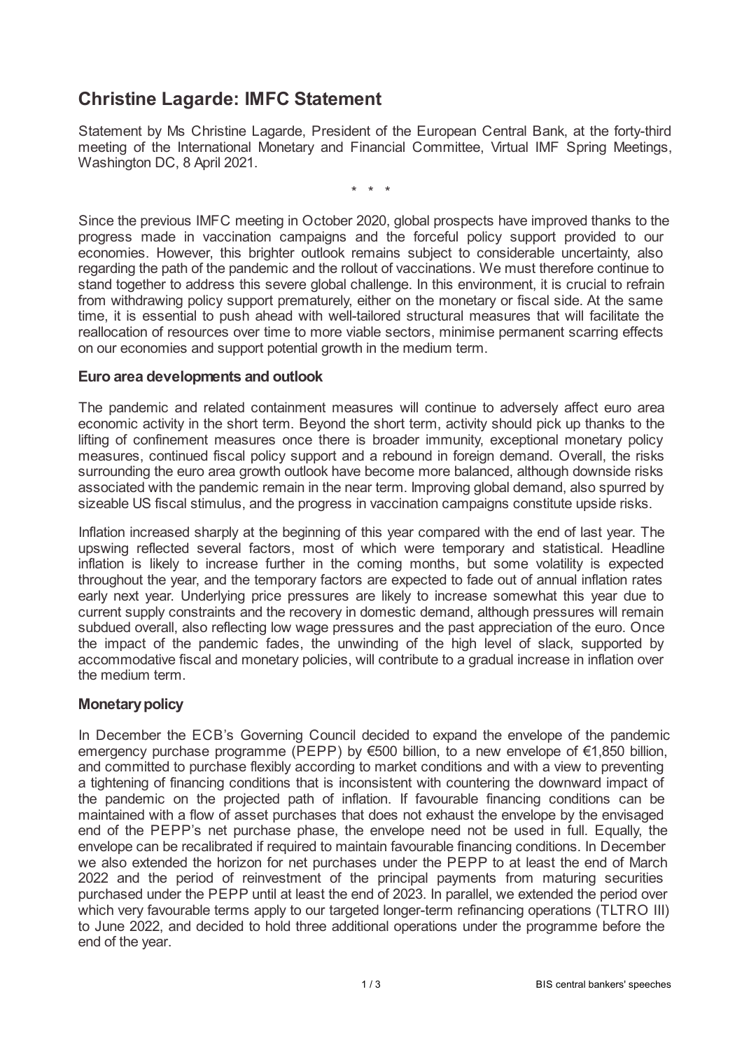# Christine Lagarde: IMFC Statement

Statement by Ms Christine Lagarde, President of the European Central Bank, at the forty-third meeting of the International Monetary and Financial Committee, Virtual IMF Spring Meetings, Washington DC, 8 April 2021.

\* \* \*

Since the previous IMFC meeting in October 2020, global prospects have improved thanks to the progress made in vaccination campaigns and the forceful policy support provided to our economies. However, this brighter outlook remains subject to considerable uncertainty, also regarding the path of the pandemic and the rollout of vaccinations. We must therefore continue to stand together to address this severe global challenge. In this environment, it is crucial to refrain from withdrawing policy support prematurely, either on the monetary or fiscal side. At the same time, it is essential to push ahead with well-tailored structural measures that will facilitate the reallocation of resources over time to more viable sectors, minimise permanent scarring effects on our economies and support potential growth in the medium term.

### Euro area developments and outlook

The pandemic and related containment measures will continue to adversely affect euro area economic activity in the short term. Beyond the short term, activity should pick up thanks to the lifting of confinement measures once there is broader immunity, exceptional monetary policy measures, continued fiscal policy support and a rebound in foreign demand. Overall, the risks surrounding the euro area growth outlook have become more balanced, although downside risks associated with the pandemic remain in the near term. Improving global demand, also spurred by sizeable US fiscal stimulus, and the progress in vaccination campaigns constitute upside risks.

Inflation increased sharply at the beginning of this year compared with the end of last year. The upswing reflected several factors, most of which were temporary and statistical. Headline inflation is likely to increase further in the coming months, but some volatility is expected throughout the year, and the temporary factors are expected to fade out of annual inflation rates early next year. Underlying price pressures are likely to increase somewhat this year due to current supply constraints and the recovery in domestic demand, although pressures will remain subdued overall, also reflecting low wage pressures and the past appreciation of the euro. Once the impact of the pandemic fades, the unwinding of the high level of slack, supported by accommodative fiscal and monetary policies, will contribute to a gradual increase in inflation over the medium term.

### Monetary policy

In December the ECB's Governing Council decided to expand the envelope of the pandemic emergency purchase programme (PEPP) by €500 billion, to a new envelope of €1,850 billion, and committed to purchase flexibly according to market conditions and with a view to preventing a tightening of financing conditions that is inconsistent with countering the downward impact of the pandemic on the projected path of inflation. If favourable financing conditions can be maintained with a flow of asset purchases that does not exhaust the envelope by the envisaged end of the PEPP's net purchase phase, the envelope need not be used in full. Equally, the envelope can be recalibrated if required to maintain favourable financing conditions. In December we also extended the horizon for net purchases under the PEPP to at least the end of March 2022 and the period of reinvestment of the principal payments from maturing securities purchased under the PEPP until at least the end of 2023. In parallel, we extended the period over which very favourable terms apply to our targeted longer-term refinancing operations (TLTRO III) to June 2022, and decided to hold three additional operations under the programme before the end of the year.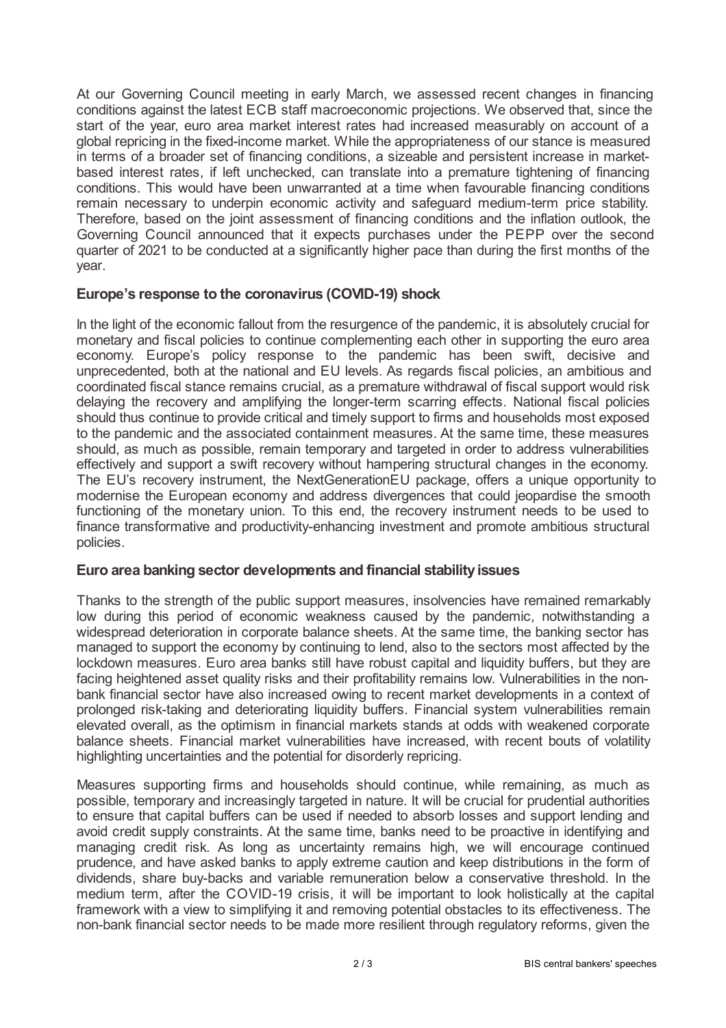At our Governing Council meeting in early March, we assessed recent changes in financing conditions against the latest ECB staff macroeconomic projections. We observed that, since the start of the year, euro area market interest rates had increased measurably on account of a global repricing in the fixed-income market. While the appropriateness of our stance is measured in terms of a broader set of financing conditions, a sizeable and persistent increase in market-based interest rates, if left unchecked, can translate into a premature tightening of financing conditions. This would have been unwarranted at a time when favourable financing conditions remain necessary to underpin economic activity and safeguard medium-term price stability. Therefore, based on the joint assessment of financing conditions and the inflation outlook, the Governing Council announced that it expects purchases under the PEPP over the second quarter of 2021 to be conducted at a significantly higher pace than during the first months of the year.

### Europe's response to the coronavirus (COVID-19) shock

In the light of the economic fallout from the resurgence of the pandemic, it is absolutely crucial for monetary and fiscal policies to continue complementing each other in supporting the euro area economy. Europe's policy response to the pandemic has been swift, decisive and unprecedented, both at the national and EU levels. As regards fiscal policies, an ambitious and coordinated fiscal stance remains crucial, as a premature withdrawal of fiscal support would risk delaying the recovery and amplifying the longer-term scarring effects. National fiscal policies should thus continue to provide critical and timely support to firms and households most exposed to the pandemic and the associated containment measures. At the same time, these measures should, as much as possible, remain temporary and targeted in order to address vulnerabilities effectively and support a swift recovery without hampering structural changes in the economy. The EU's recovery instrument, the NextGenerationEU package, offers a unique opportunity to modernise the European economy and address divergences that could jeopardise the smooth functioning of the monetary union. To this end, the recovery instrument needs to be used to finance transformative and productivity-enhancing investment and promote ambitious structural policies.

### Euro area banking sector developments and financial stability issues

Thanks to the strength of the public support measures, insolvencies have remained remarkably low during this period of economic weakness caused by the pandemic, notwithstanding a widespread deterioration in corporate balance sheets. At the same time, the banking sector has managed to support the economy by continuing to lend, also to the sectors most affected by the lockdown measures. Euro area banks still have robust capital and liquidity buffers, but they are facing heightened asset quality risks and their profitability remains low. Vulnerabilities in the non-bank financial sector have also increased owing to recent market developments in a context of prolonged risk-taking and deteriorating liquidity buffers. Financial system vulnerabilities remain elevated overall, as the optimism in financial markets stands at odds with weakened corporate balance sheets. Financial market vulnerabilities have increased, with recent bouts of volatility highlighting uncertainties and the potential for disorderly repricing.

Measures supporting firms and households should continue, while remaining, as much as possible, temporary and increasingly targeted in nature. It will be crucial for prudential authorities to ensure that capital buffers can be used if needed to absorb losses and support lending and avoid credit supply constraints. At the same time, banks need to be proactive in identifying and managing credit risk. As long as uncertainty remains high, we will encourage continued prudence, and have asked banks to apply extreme caution and keep distributions in the form of dividends, share buy-backs and variable remuneration below a conservative threshold. In the medium term, after the COVID-19 crisis, it will be important to look holistically at the capital framework with a view to simplifying it and removing potential obstacles to its effectiveness. The non-bank financial sector needs to be made more resilient through regulatory reforms, given the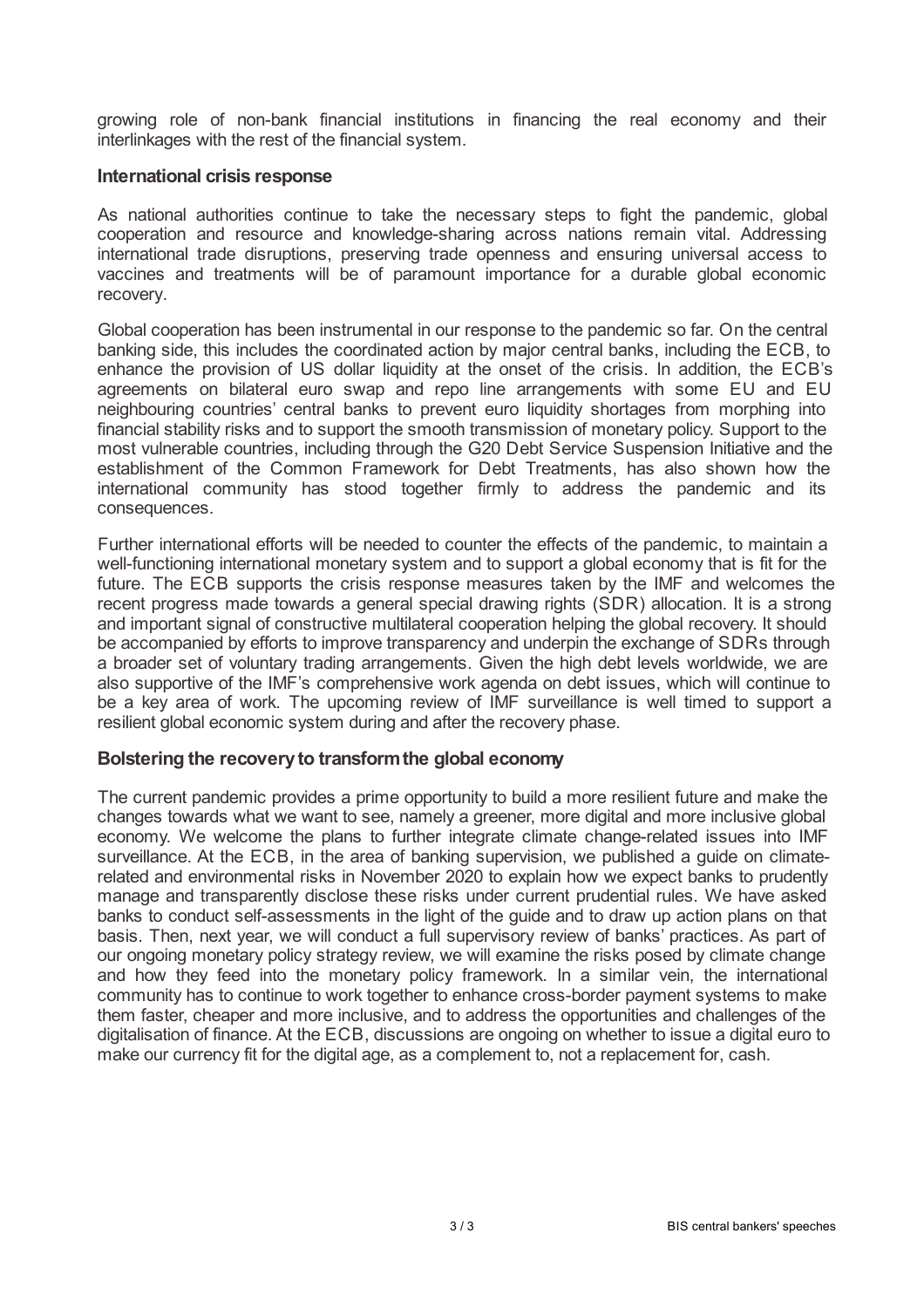growing role of non-bank financial institutions in financing the real economy and their interlinkages with the rest of the financial system.

### International crisis response

As national authorities continue to take the necessary steps to fight the pandemic, global cooperation and resource and knowledge-sharing across nations remain vital. Addressing international trade disruptions, preserving trade openness and ensuring universal access to vaccines and treatments will be of paramount importance for a durable global economic recovery.

Global cooperation has been instrumental in our response to the pandemic so far. On the central banking side, this includes the coordinated action by major central banks, including the ECB, to enhance the provision of US dollar liquidity at the onset of the crisis. In addition, the ECB's agreements on bilateral euro swap and repo line arrangements with some EU and EU neighbouring countries' central banks to prevent euro liquidity shortages from morphing into financial stability risks and to support the smooth transmission of monetary policy. Support to the most vulnerable countries, including through the G20 Debt Service Suspension Initiative and the establishment of the Common Framework for Debt Treatments, has also shown how the international community has stood together firmly to address the pandemic and its consequences.

Further international efforts will be needed to counter the effects of the pandemic, to maintain a well-functioning international monetary system and to support a global economy that is fit for the future. The ECB supports the crisis response measures taken by the IMF and welcomes the recent progress made towards a general special drawing rights (SDR) allocation. It is a strong and important signal of constructive multilateral cooperation helping the global recovery. It should be accompanied by efforts to improve transparency and underpin the exchange of SDRs through a broader set of voluntary trading arrangements. Given the high debt levels worldwide, we are also supportive of the IMF's comprehensive work agenda on debt issues, which will continue to be a key area of work. The upcoming review of IMF surveillance is well timed to support a resilient global economic system during and after the recovery phase.

### Bolstering the recovery to transform the global economy

The current pandemic provides a prime opportunity to build a more resilient future and make the changes towards what we want to see, namely a greener, more digital and more inclusive global economy. We welcome the plans to further integrate climate change-related issues into IMF surveillance. At the ECB, in the area of banking supervision, we published a guide on climate-related and environmental risks in November 2020 to explain how we expect banks to prudently manage and transparently disclose these risks under current prudential rules. We have asked banks to conduct self-assessments in the light of the guide and to draw up action plans on that basis. Then, next year, we will conduct a full supervisory review of banks' practices. As part of our ongoing monetary policy strategy review, we will examine the risks posed by climate change and how they feed into the monetary policy framework. In a similar vein, the international community has to continue to work together to enhance cross-border payment systems to make them faster, cheaper and more inclusive, and to address the opportunities and challenges of the digitalisation of finance. At the ECB, discussions are ongoing on whether to issue a digital euro to make our currency fit for the digital age, as a complement to, not a replacement for, cash.